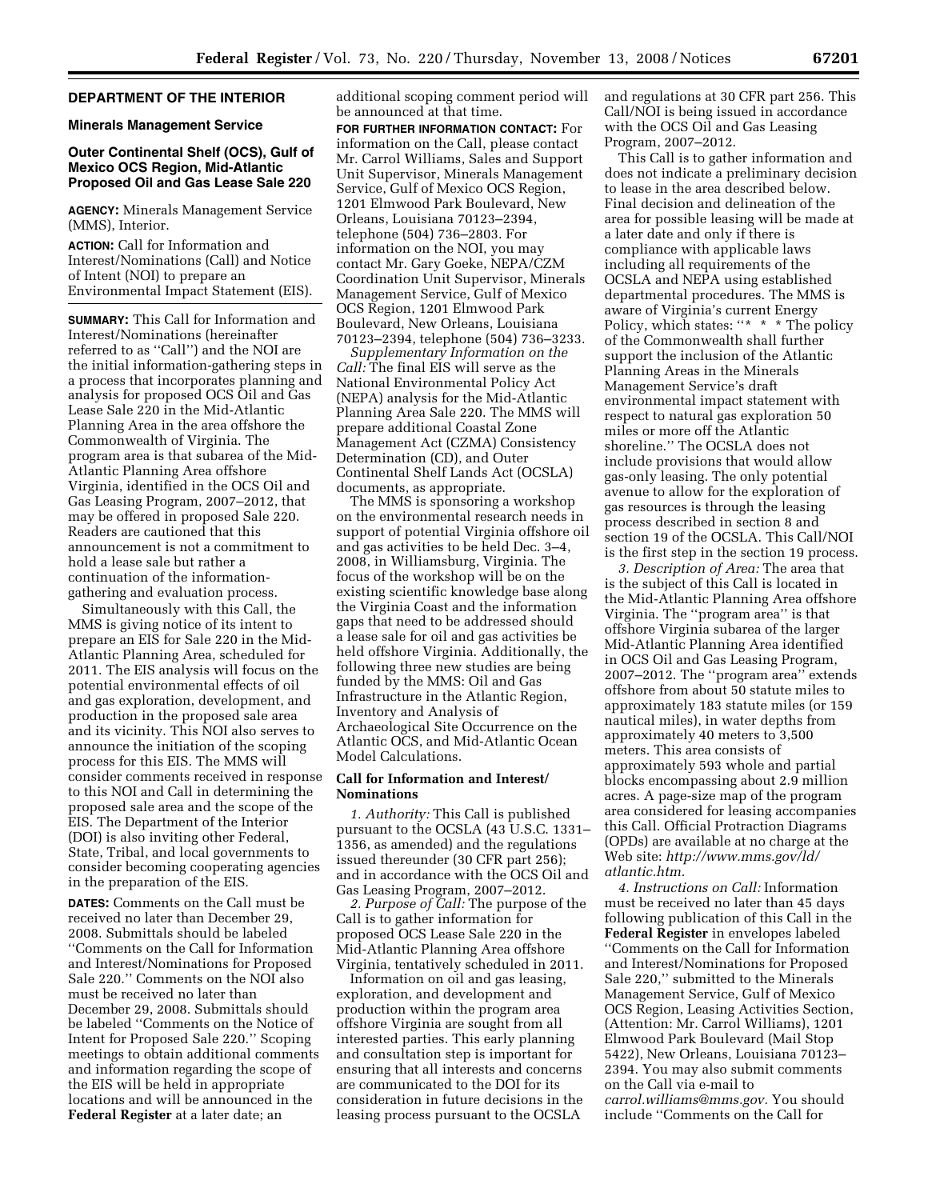## DEPARTMENT OF THE INTERIOR

### Minerals Management Service

### Outer Continental Shelf (OCS), Gulf of Mexico OCS Region, Mid-Atlantic Proposed Oil and Gas Lease Sale 220

**AGENCY:** Minerals Management Service (MMS), Interior.

**ACTION:** Call for Information and Interest/Nominations (Call) and Notice of Intent (NOI) to prepare an Environmental Impact Statement (EIS).

**SUMMARY:** This Call for Information and Interest/Nominations (hereinafter referred to as ''Call'') and the NOI are the initial information-gathering steps in a process that incorporates planning and analysis for proposed OCS Oil and Gas Lease Sale 220 in the Mid-Atlantic Planning Area in the area offshore the Commonwealth of Virginia. The program area is that subarea of the Mid-Atlantic Planning Area offshore Virginia, identified in the OCS Oil and Gas Leasing Program, 2007–2012, that may be offered in proposed Sale 220. Readers are cautioned that this announcement is not a commitment to hold a lease sale but rather a continuation of the information-gathering and evaluation process.

Simultaneously with this Call, the MMS is giving notice of its intent to prepare an EIS for Sale 220 in the Mid-Atlantic Planning Area, scheduled for 2011. The EIS analysis will focus on the potential environmental effects of oil and gas exploration, development, and production in the proposed sale area and its vicinity. This NOI also serves to announce the initiation of the scoping process for this EIS. The MMS will consider comments received in response to this NOI and Call in determining the proposed sale area and the scope of the EIS. The Department of the Interior (DOI) is also inviting other Federal, State, Tribal, and local governments to consider becoming cooperating agencies in the preparation of the EIS.

**DATES:** Comments on the Call must be received no later than December 29, 2008. Submittals should be labeled ''Comments on the Call for Information and Interest/Nominations for Proposed Sale 220.'' Comments on the NOI also must be received no later than December 29, 2008. Submittals should be labeled ''Comments on the Notice of Intent for Proposed Sale 220.'' Scoping meetings to obtain additional comments and information regarding the scope of the EIS will be held in appropriate locations and will be announced in the **Federal Register** at a later date; an additional scoping comment period will be announced at that time.

**FOR FURTHER INFORMATION CONTACT:** For information on the Call, please contact Mr. Carrol Williams, Sales and Support Unit Supervisor, Minerals Management Service, Gulf of Mexico OCS Region, 1201 Elmwood Park Boulevard, New Orleans, Louisiana 70123–2394, telephone (504) 736–2803. For information on the NOI, you may contact Mr. Gary Goeke, NEPA/CZM Coordination Unit Supervisor, Minerals Management Service, Gulf of Mexico OCS Region, 1201 Elmwood Park Boulevard, New Orleans, Louisiana 70123–2394, telephone (504) 736–3233.

*Supplementary Information on the Call:* The final EIS will serve as the National Environmental Policy Act (NEPA) analysis for the Mid-Atlantic Planning Area Sale 220. The MMS will prepare additional Coastal Zone Management Act (CZMA) Consistency Determination (CD), and Outer Continental Shelf Lands Act (OCSLA) documents, as appropriate.

The MMS is sponsoring a workshop on the environmental research needs in support of potential Virginia offshore oil and gas activities to be held Dec. 3–4, 2008, in Williamsburg, Virginia. The focus of the workshop will be on the existing scientific knowledge base along the Virginia Coast and the information gaps that need to be addressed should a lease sale for oil and gas activities be held offshore Virginia. Additionally, the following three new studies are being funded by the MMS: Oil and Gas Infrastructure in the Atlantic Region, Inventory and Analysis of Archaeological Site Occurrence on the Atlantic OCS, and Mid-Atlantic Ocean Model Calculations.

### Call for Information and Interest/Nominations

*1. Authority:* This Call is published pursuant to the OCSLA (43 U.S.C. 1331–1356, as amended) and the regulations issued thereunder (30 CFR part 256); and in accordance with the OCS Oil and Gas Leasing Program, 2007–2012.

*2. Purpose of Call:* The purpose of the Call is to gather information for proposed OCS Lease Sale 220 in the Mid-Atlantic Planning Area offshore Virginia, tentatively scheduled in 2011.

Information on oil and gas leasing, exploration, and development and production within the program area offshore Virginia are sought from all interested parties. This early planning and consultation step is important for ensuring that all interests and concerns are communicated to the DOI for its consideration in future decisions in the leasing process pursuant to the OCSLA and regulations at 30 CFR part 256. This Call/NOI is being issued in accordance with the OCS Oil and Gas Leasing Program, 2007–2012.

This Call is to gather information and does not indicate a preliminary decision to lease in the area described below. Final decision and delineation of the area for possible leasing will be made at a later date and only if there is compliance with applicable laws including all requirements of the OCSLA and NEPA using established departmental procedures. The MMS is aware of Virginia's current Energy Policy, which states: ''* * * The policy of the Commonwealth shall further support the inclusion of the Atlantic Planning Areas in the Minerals Management Service's draft environmental impact statement with respect to natural gas exploration 50 miles or more off the Atlantic shoreline.'' The OCSLA does not include provisions that would allow gas-only leasing. The only potential avenue to allow for the exploration of gas resources is through the leasing process described in section 8 and section 19 of the OCSLA. This Call/NOI is the first step in the section 19 process.

*3. Description of Area:* The area that is the subject of this Call is located in the Mid-Atlantic Planning Area offshore Virginia. The ''program area'' is that offshore Virginia subarea of the larger Mid-Atlantic Planning Area identified in OCS Oil and Gas Leasing Program, 2007–2012. The ''program area'' extends offshore from about 50 statute miles to approximately 183 statute miles (or 159 nautical miles), in water depths from approximately 40 meters to 3,500 meters. This area consists of approximately 593 whole and partial blocks encompassing about 2.9 million acres. A page-size map of the program area considered for leasing accompanies this Call. Official Protraction Diagrams (OPDs) are available at no charge at the Web site: *http://www.mms.gov/ld/atlantic.htm.*

*4. Instructions on Call:* Information must be received no later than 45 days following publication of this Call in the **Federal Register** in envelopes labeled ''Comments on the Call for Information and Interest/Nominations for Proposed Sale 220,'' submitted to the Minerals Management Service, Gulf of Mexico OCS Region, Leasing Activities Section, (Attention: Mr. Carrol Williams), 1201 Elmwood Park Boulevard (Mail Stop 5422), New Orleans, Louisiana 70123–2394. You may also submit comments on the Call via e-mail to *carrol.williams@mms.gov.* You should include ''Comments on the Call for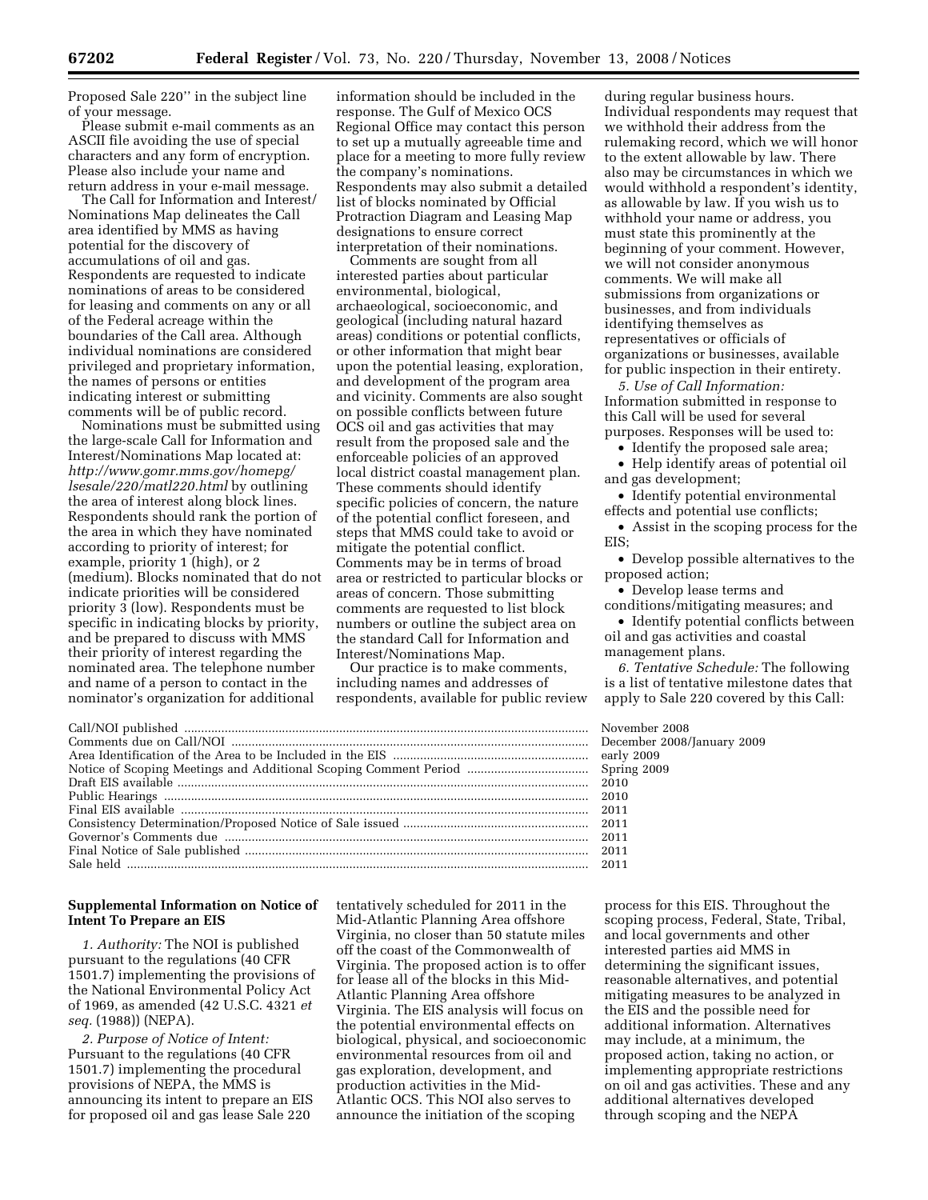Proposed Sale 220'' in the subject line of your message.

Please submit e-mail comments as an ASCII file avoiding the use of special characters and any form of encryption. Please also include your name and return address in your e-mail message.

The Call for Information and Interest/Nominations Map delineates the Call area identified by MMS as having potential for the discovery of accumulations of oil and gas. Respondents are requested to indicate nominations of areas to be considered for leasing and comments on any or all of the Federal acreage within the boundaries of the Call area. Although individual nominations are considered privileged and proprietary information, the names of persons or entities indicating interest or submitting comments will be of public record.

Nominations must be submitted using the large-scale Call for Information and Interest/Nominations Map located at: *http://www.gomr.mms.gov/homepg/lsesale/220/matl220.html* by outlining the area of interest along block lines. Respondents should rank the portion of the area in which they have nominated according to priority of interest; for example, priority 1 (high), or 2 (medium). Blocks nominated that do not indicate priorities will be considered priority 3 (low). Respondents must be specific in indicating blocks by priority, and be prepared to discuss with MMS their priority of interest regarding the nominated area. The telephone number and name of a person to contact in the nominator's organization for additional information should be included in the response. The Gulf of Mexico OCS Regional Office may contact this person to set up a mutually agreeable time and place for a meeting to more fully review the company's nominations. Respondents may also submit a detailed list of blocks nominated by Official Protraction Diagram and Leasing Map designations to ensure correct interpretation of their nominations.

Comments are sought from all interested parties about particular environmental, biological, archaeological, socioeconomic, and geological (including natural hazard areas) conditions or potential conflicts, or other information that might bear upon the potential leasing, exploration, and development of the program area and vicinity. Comments are also sought on possible conflicts between future OCS oil and gas activities that may result from the proposed sale and the enforceable policies of an approved local district coastal management plan. These comments should identify specific policies of concern, the nature of the potential conflict foreseen, and steps that MMS could take to avoid or mitigate the potential conflict. Comments may be in terms of broad area or restricted to particular blocks or areas of concern. Those submitting comments are requested to list block numbers or outline the subject area on the standard Call for Information and Interest/Nominations Map.

Our practice is to make comments, including names and addresses of respondents, available for public review during regular business hours. Individual respondents may request that we withhold their address from the rulemaking record, which we will honor to the extent allowable by law. There also may be circumstances in which we would withhold a respondent's identity, as allowable by law. If you wish us to withhold your name or address, you must state this prominently at the beginning of your comment. However, we will not consider anonymous comments. We will make all submissions from organizations or businesses, and from individuals identifying themselves as representatives or officials of organizations or businesses, available for public inspection in their entirety.

*5. Use of Call Information:* Information submitted in response to this Call will be used for several purposes. Responses will be used to:

- Identify the proposed sale area;
- Help identify areas of potential oil and gas development;
- Identify potential environmental effects and potential use conflicts;
- Assist in the scoping process for the EIS;
- Develop possible alternatives to the proposed action;
- Develop lease terms and conditions/mitigating measures; and
- Identify potential conflicts between oil and gas activities and coastal management plans.

*6. Tentative Schedule:* The following is a list of tentative milestone dates that apply to Sale 220 covered by this Call:

| Milestone | Date |
|---|---|
| Call/NOI published | November 2008 |
| Comments due on Call/NOI | December 2008/January 2009 |
| Area Identification of the Area to be Included in the EIS | early 2009 |
| Notice of Scoping Meetings and Additional Scoping Comment Period | Spring 2009 |
| Draft EIS available | 2010 |
| Public Hearings | 2010 |
| Final EIS available | 2011 |
| Consistency Determination/Proposed Notice of Sale issued | 2011 |
| Governor's Comments due | 2011 |
| Final Notice of Sale published | 2011 |
| Sale held | 2011 |

## Supplemental Information on Notice of Intent To Prepare an EIS

*1. Authority:* The NOI is published pursuant to the regulations (40 CFR 1501.7) implementing the provisions of the National Environmental Policy Act of 1969, as amended (42 U.S.C. 4321 *et seq.* (1988)) (NEPA).

*2. Purpose of Notice of Intent:* Pursuant to the regulations (40 CFR 1501.7) implementing the procedural provisions of NEPA, the MMS is announcing its intent to prepare an EIS for proposed oil and gas lease Sale 220 tentatively scheduled for 2011 in the Mid-Atlantic Planning Area offshore Virginia, no closer than 50 statute miles off the coast of the Commonwealth of Virginia. The proposed action is to offer for lease all of the blocks in this Mid-Atlantic Planning Area offshore Virginia. The EIS analysis will focus on the potential environmental effects on biological, physical, and socioeconomic environmental resources from oil and gas exploration, development, and production activities in the Mid-Atlantic OCS. This NOI also serves to announce the initiation of the scoping process for this EIS. Throughout the scoping process, Federal, State, Tribal, and local governments and other interested parties aid MMS in determining the significant issues, reasonable alternatives, and potential mitigating measures to be analyzed in the EIS and the possible need for additional information. Alternatives may include, at a minimum, the proposed action, taking no action, or implementing appropriate restrictions on oil and gas activities. These and any additional alternatives developed through scoping and the NEPA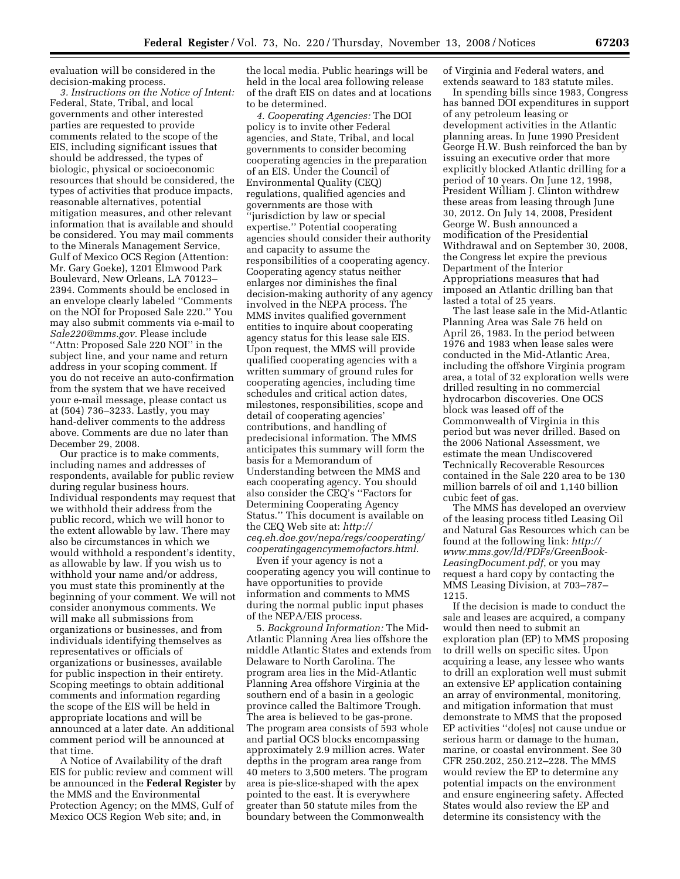evaluation will be considered in the decision-making process.

*3. Instructions on the Notice of Intent:* Federal, State, Tribal, and local governments and other interested parties are requested to provide comments related to the scope of the EIS, including significant issues that should be addressed, the types of biologic, physical or socioeconomic resources that should be considered, the types of activities that produce impacts, reasonable alternatives, potential mitigation measures, and other relevant information that is available and should be considered. You may mail comments to the Minerals Management Service, Gulf of Mexico OCS Region (Attention: Mr. Gary Goeke), 1201 Elmwood Park Boulevard, New Orleans, LA 70123–2394. Comments should be enclosed in an envelope clearly labeled ''Comments on the NOI for Proposed Sale 220.'' You may also submit comments via e-mail to *Sale220@mms.gov.* Please include ''Attn: Proposed Sale 220 NOI'' in the subject line, and your name and return address in your scoping comment. If you do not receive an auto-confirmation from the system that we have received your e-mail message, please contact us at (504) 736–3233. Lastly, you may hand-deliver comments to the address above. Comments are due no later than December 29, 2008.

Our practice is to make comments, including names and addresses of respondents, available for public review during regular business hours. Individual respondents may request that we withhold their address from the public record, which we will honor to the extent allowable by law. There may also be circumstances in which we would withhold a respondent's identity, as allowable by law. If you wish us to withhold your name and/or address, you must state this prominently at the beginning of your comment. We will not consider anonymous comments. We will make all submissions from organizations or businesses, and from individuals identifying themselves as representatives or officials of organizations or businesses, available for public inspection in their entirety. Scoping meetings to obtain additional comments and information regarding the scope of the EIS will be held in appropriate locations and will be announced at a later date. An additional comment period will be announced at that time.

A Notice of Availability of the draft EIS for public review and comment will be announced in the **Federal Register** by the MMS and the Environmental Protection Agency; on the MMS, Gulf of Mexico OCS Region Web site; and, in the local media. Public hearings will be held in the local area following release of the draft EIS on dates and at locations to be determined.

*4. Cooperating Agencies:* The DOI policy is to invite other Federal agencies, and State, Tribal, and local governments to consider becoming cooperating agencies in the preparation of an EIS. Under the Council of Environmental Quality (CEQ) regulations, qualified agencies and governments are those with ''jurisdiction by law or special expertise.'' Potential cooperating agencies should consider their authority and capacity to assume the responsibilities of a cooperating agency. Cooperating agency status neither enlarges nor diminishes the final decision-making authority of any agency involved in the NEPA process. The MMS invites qualified government entities to inquire about cooperating agency status for this lease sale EIS. Upon request, the MMS will provide qualified cooperating agencies with a written summary of ground rules for cooperating agencies, including time schedules and critical action dates, milestones, responsibilities, scope and detail of cooperating agencies' contributions, and handling of predecisional information. The MMS anticipates this summary will form the basis for a Memorandum of Understanding between the MMS and each cooperating agency. You should also consider the CEQ's ''Factors for Determining Cooperating Agency Status.'' This document is available on the CEQ Web site at: *http://ceq.eh.doe.gov/nepa/regs/cooperating/cooperatingagencymemofactors.html.*

Even if your agency is not a cooperating agency you will continue to have opportunities to provide information and comments to MMS during the normal public input phases of the NEPA/EIS process.

*5. Background Information:* The Mid-Atlantic Planning Area lies offshore the middle Atlantic States and extends from Delaware to North Carolina. The program area lies in the Mid-Atlantic Planning Area offshore Virginia at the southern end of a basin in a geologic province called the Baltimore Trough. The area is believed to be gas-prone. The program area consists of 593 whole and partial OCS blocks encompassing approximately 2.9 million acres. Water depths in the program area range from 40 meters to 3,500 meters. The program area is pie-slice-shaped with the apex pointed to the east. It is everywhere greater than 50 statute miles from the boundary between the Commonwealth of Virginia and Federal waters, and extends seaward to 183 statute miles.

In spending bills since 1983, Congress has banned DOI expenditures in support of any petroleum leasing or development activities in the Atlantic planning areas. In June 1990 President George H.W. Bush reinforced the ban by issuing an executive order that more explicitly blocked Atlantic drilling for a period of 10 years. On June 12, 1998, President William J. Clinton withdrew these areas from leasing through June 30, 2012. On July 14, 2008, President George W. Bush announced a modification of the Presidential Withdrawal and on September 30, 2008, the Congress let expire the previous Department of the Interior Appropriations measures that had imposed an Atlantic drilling ban that lasted a total of 25 years.

The last lease sale in the Mid-Atlantic Planning Area was Sale 76 held on April 26, 1983. In the period between 1976 and 1983 when lease sales were conducted in the Mid-Atlantic Area, including the offshore Virginia program area, a total of 32 exploration wells were drilled resulting in no commercial hydrocarbon discoveries. One OCS block was leased off of the Commonwealth of Virginia in this period but was never drilled. Based on the 2006 National Assessment, we estimate the mean Undiscovered Technically Recoverable Resources contained in the Sale 220 area to be 130 million barrels of oil and 1,140 billion cubic feet of gas.

The MMS has developed an overview of the leasing process titled Leasing Oil and Natural Gas Resources which can be found at the following link: *http://www.mms.gov/ld/PDFs/GreenBook-LeasingDocument.pdf*, or you may request a hard copy by contacting the MMS Leasing Division, at 703–787–1215.

If the decision is made to conduct the sale and leases are acquired, a company would then need to submit an exploration plan (EP) to MMS proposing to drill wells on specific sites. Upon acquiring a lease, any lessee who wants to drill an exploration well must submit an extensive EP application containing an array of environmental, monitoring, and mitigation information that must demonstrate to MMS that the proposed EP activities ''do[es] not cause undue or serious harm or damage to the human, marine, or coastal environment. See 30 CFR 250.202, 250.212–228. The MMS would review the EP to determine any potential impacts on the environment and ensure engineering safety. Affected States would also review the EP and determine its consistency with the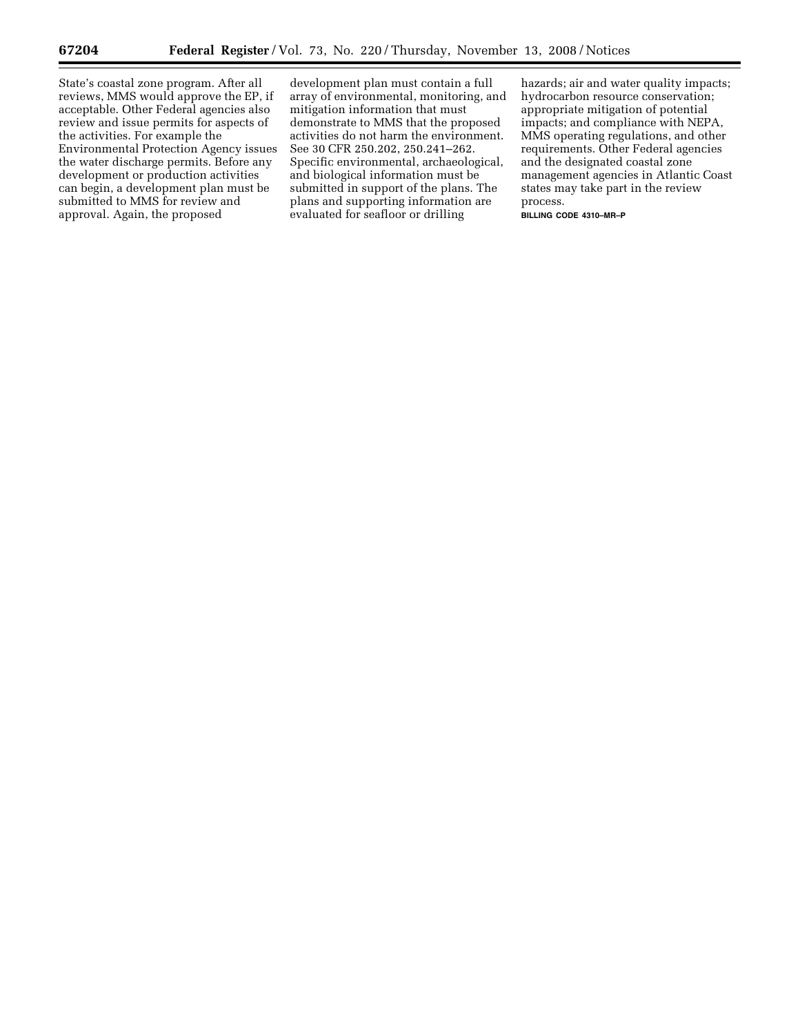State's coastal zone program. After all reviews, MMS would approve the EP, if acceptable. Other Federal agencies also review and issue permits for aspects of the activities. For example the Environmental Protection Agency issues the water discharge permits. Before any development or production activities can begin, a development plan must be submitted to MMS for review and approval. Again, the proposed development plan must contain a full array of environmental, monitoring, and mitigation information that must demonstrate to MMS that the proposed activities do not harm the environment. See 30 CFR 250.202, 250.241–262. Specific environmental, archaeological, and biological information must be submitted in support of the plans. The plans and supporting information are evaluated for seafloor or drilling hazards; air and water quality impacts; hydrocarbon resource conservation; appropriate mitigation of potential impacts; and compliance with NEPA, MMS operating regulations, and other requirements. Other Federal agencies and the designated coastal zone management agencies in Atlantic Coast states may take part in the review process.

BILLING CODE 4310–MR–P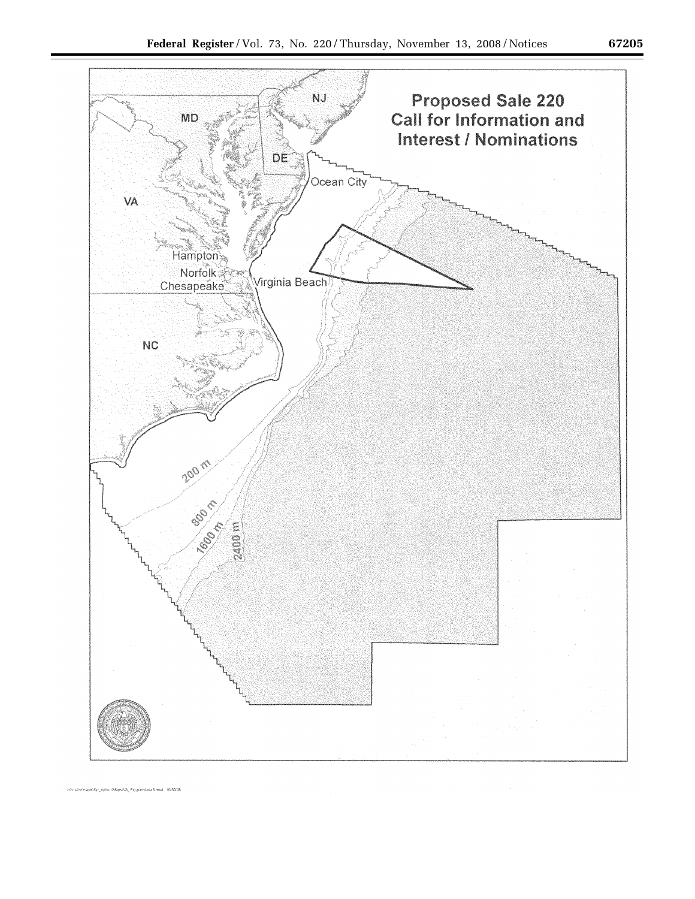**Proposed Sale 220**
**Call for Information and Interest / Nominations**

NJ

MD

DE

Ocean City

VA

Hampton

Norfolk

Chesapeake

Virginia Beach

NC

200 m

800 m

1600 m

2400 m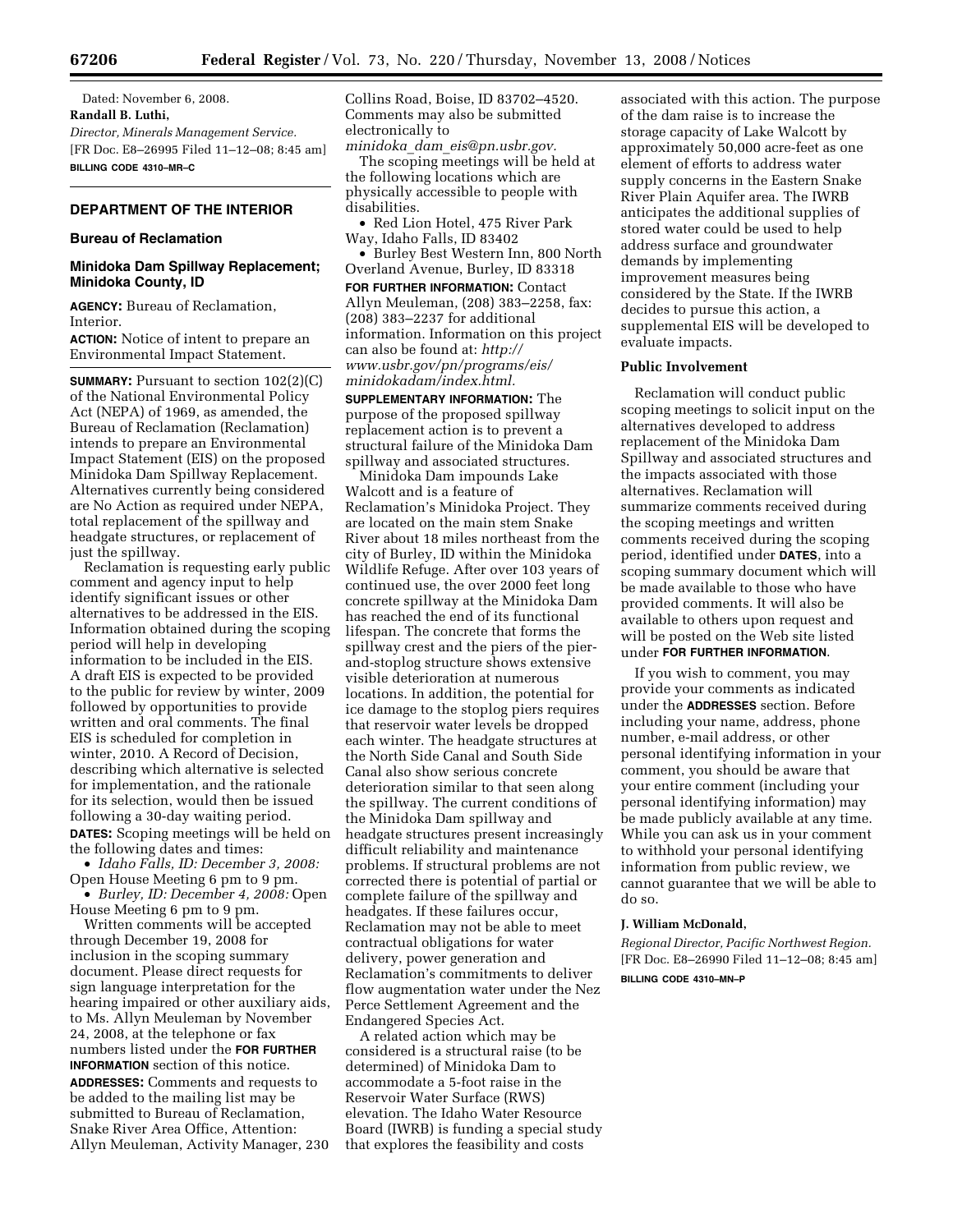Dated: November 6, 2008.

**Randall B. Luthi,**

*Director, Minerals Management Service.*

[FR Doc. E8–26995 Filed 11–12–08; 8:45 am]

**BILLING CODE 4310–MR–C**

## DEPARTMENT OF THE INTERIOR

### Bureau of Reclamation

### Minidoka Dam Spillway Replacement; Minidoka County, ID

**AGENCY:** Bureau of Reclamation, Interior.

**ACTION:** Notice of intent to prepare an Environmental Impact Statement.

**SUMMARY:** Pursuant to section 102(2)(C) of the National Environmental Policy Act (NEPA) of 1969, as amended, the Bureau of Reclamation (Reclamation) intends to prepare an Environmental Impact Statement (EIS) on the proposed Minidoka Dam Spillway Replacement. Alternatives currently being considered are No Action as required under NEPA, total replacement of the spillway and headgate structures, or replacement of just the spillway.

Reclamation is requesting early public comment and agency input to help identify significant issues or other alternatives to be addressed in the EIS. Information obtained during the scoping period will help in developing information to be included in the EIS. A draft EIS is expected to be provided to the public for review by winter, 2009 followed by opportunities to provide written and oral comments. The final EIS is scheduled for completion in winter, 2010. A Record of Decision, describing which alternative is selected for implementation, and the rationale for its selection, would then be issued following a 30-day waiting period.

**DATES:** Scoping meetings will be held on the following dates and times:

- *Idaho Falls, ID: December 3, 2008:* Open House Meeting 6 pm to 9 pm.
- *Burley, ID: December 4, 2008:* Open House Meeting 6 pm to 9 pm.

Written comments will be accepted through December 19, 2008 for inclusion in the scoping summary document. Please direct requests for sign language interpretation for the hearing impaired or other auxiliary aids, to Ms. Allyn Meuleman by November 24, 2008, at the telephone or fax numbers listed under the **FOR FURTHER INFORMATION** section of this notice.

**ADDRESSES:** Comments and requests to be added to the mailing list may be submitted to Bureau of Reclamation, Snake River Area Office, Attention: Allyn Meuleman, Activity Manager, 230 Collins Road, Boise, ID 83702–4520. Comments may also be submitted electronically to *minidoka_dam_eis@pn.usbr.gov.*

The scoping meetings will be held at the following locations which are physically accessible to people with disabilities.

- Red Lion Hotel, 475 River Park Way, Idaho Falls, ID 83402
- Burley Best Western Inn, 800 North Overland Avenue, Burley, ID 83318

**FOR FURTHER INFORMATION:** Contact Allyn Meuleman, (208) 383–2258, fax: (208) 383–2237 for additional information. Information on this project can also be found at: *http://www.usbr.gov/pn/programs/eis/minidokadam/index.html.*

**SUPPLEMENTARY INFORMATION:** The purpose of the proposed spillway replacement action is to prevent a structural failure of the Minidoka Dam spillway and associated structures.

Minidoka Dam impounds Lake Walcott and is a feature of Reclamation's Minidoka Project. They are located on the main stem Snake River about 18 miles northeast from the city of Burley, ID within the Minidoka Wildlife Refuge. After over 103 years of continued use, the over 2000 feet long concrete spillway at the Minidoka Dam has reached the end of its functional lifespan. The concrete that forms the spillway crest and the piers of the pier-and-stoplog structure shows extensive visible deterioration at numerous locations. In addition, the potential for ice damage to the stoplog piers requires that reservoir water levels be dropped each winter. The headgate structures at the North Side Canal and South Side Canal also show serious concrete deterioration similar to that seen along the spillway. The current conditions of the Minidoka Dam spillway and headgate structures present increasingly difficult reliability and maintenance problems. If structural problems are not corrected there is potential of partial or complete failure of the spillway and headgates. If these failures occur, Reclamation may not be able to meet contractual obligations for water delivery, power generation and Reclamation's commitments to deliver flow augmentation water under the Nez Perce Settlement Agreement and the Endangered Species Act.

A related action which may be considered is a structural raise (to be determined) of Minidoka Dam to accommodate a 5-foot raise in the Reservoir Water Surface (RWS) elevation. The Idaho Water Resource Board (IWRB) is funding a special study that explores the feasibility and costs associated with this action. The purpose of the dam raise is to increase the storage capacity of Lake Walcott by approximately 50,000 acre-feet as one element of efforts to address water supply concerns in the Eastern Snake River Plain Aquifer area. The IWRB anticipates the additional supplies of stored water could be used to help address surface and groundwater demands by implementing improvement measures being considered by the State. If the IWRB decides to pursue this action, a supplemental EIS will be developed to evaluate impacts.

#### Public Involvement

Reclamation will conduct public scoping meetings to solicit input on the alternatives developed to address replacement of the Minidoka Dam Spillway and associated structures and the impacts associated with those alternatives. Reclamation will summarize comments received during the scoping meetings and written comments received during the scoping period, identified under **DATES**, into a scoping summary document which will be made available to those who have provided comments. It will also be available to others upon request and will be posted on the Web site listed under **FOR FURTHER INFORMATION.**

If you wish to comment, you may provide your comments as indicated under the **ADDRESSES** section. Before including your name, address, phone number, e-mail address, or other personal identifying information in your comment, you should be aware that your entire comment (including your personal identifying information) may be made publicly available at any time. While you can ask us in your comment to withhold your personal identifying information from public review, we cannot guarantee that we will be able to do so.

**J. William McDonald,**

*Regional Director, Pacific Northwest Region.*

[FR Doc. E8–26990 Filed 11–12–08; 8:45 am]

**BILLING CODE 4310–MN–P**